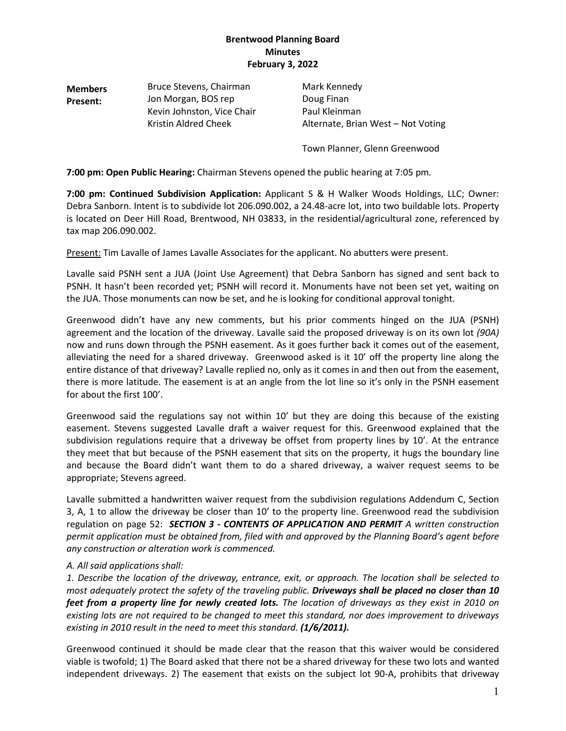**Brentwood Planning Board**
**Minutes**
**February 3, 2022**

| **Members Present:** | Bruce Stevens, Chairman | Mark Kennedy |
|---|---|---|
| | Jon Morgan, BOS rep | Doug Finan |
| | Kevin Johnston, Vice Chair | Paul Kleinman |
| | Kristin Aldred Cheek | Alternate, Brian West – Not Voting |
| | | Town Planner, Glenn Greenwood |

**7:00 pm: Open Public Hearing:** Chairman Stevens opened the public hearing at 7:05 pm.

**7:00 pm: Continued Subdivision Application:** Applicant S & H Walker Woods Holdings, LLC; Owner: Debra Sanborn. Intent is to subdivide lot 206.090.002, a 24.48-acre lot, into two buildable lots. Property is located on Deer Hill Road, Brentwood, NH 03833, in the residential/agricultural zone, referenced by tax map 206.090.002.

Present: Tim Lavalle of James Lavalle Associates for the applicant. No abutters were present.

Lavalle said PSNH sent a JUA (Joint Use Agreement) that Debra Sanborn has signed and sent back to PSNH. It hasn't been recorded yet; PSNH will record it. Monuments have not been set yet, waiting on the JUA. Those monuments can now be set, and he is looking for conditional approval tonight.

Greenwood didn't have any new comments, but his prior comments hinged on the JUA (PSNH) agreement and the location of the driveway. Lavalle said the proposed driveway is on its own lot *(90A)* now and runs down through the PSNH easement. As it goes further back it comes out of the easement, alleviating the need for a shared driveway. Greenwood asked is it 10' off the property line along the entire distance of that driveway? Lavalle replied no, only as it comes in and then out from the easement, there is more latitude. The easement is at an angle from the lot line so it's only in the PSNH easement for about the first 100'.

Greenwood said the regulations say not within 10' but they are doing this because of the existing easement. Stevens suggested Lavalle draft a waiver request for this. Greenwood explained that the subdivision regulations require that a driveway be offset from property lines by 10'. At the entrance they meet that but because of the PSNH easement that sits on the property, it hugs the boundary line and because the Board didn't want them to do a shared driveway, a waiver request seems to be appropriate; Stevens agreed.

Lavalle submitted a handwritten waiver request from the subdivision regulations Addendum C, Section 3, A, 1 to allow the driveway be closer than 10' to the property line. Greenwood read the subdivision regulation on page 52: ***SECTION 3 - CONTENTS OF APPLICATION AND PERMIT*** *A written construction permit application must be obtained from, filed with and approved by the Planning Board's agent before any construction or alteration work is commenced.*

*A. All said applications shall:*

*1. Describe the location of the driveway, entrance, exit, or approach. The location shall be selected to most adequately protect the safety of the traveling public.* ***Driveways shall be placed no closer than 10 feet from a property line for newly created lots.*** *The location of driveways as they exist in 2010 on existing lots are not required to be changed to meet this standard, nor does improvement to driveways existing in 2010 result in the need to meet this standard.* ***(1/6/2011).***

Greenwood continued it should be made clear that the reason that this waiver would be considered viable is twofold; 1) The Board asked that there not be a shared driveway for these two lots and wanted independent driveways. 2) The easement that exists on the subject lot 90-A, prohibits that driveway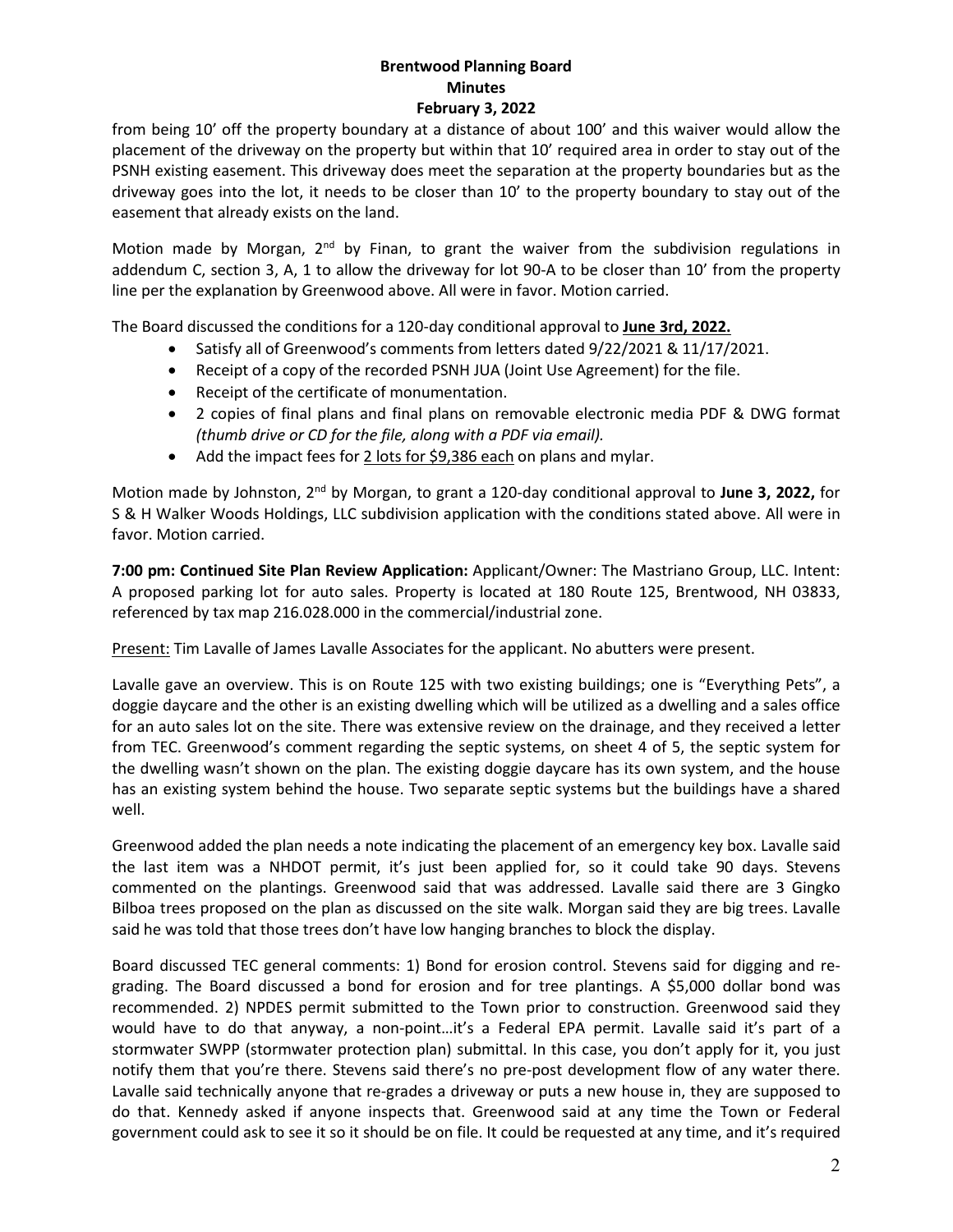from being 10' off the property boundary at a distance of about 100' and this waiver would allow the placement of the driveway on the property but within that 10' required area in order to stay out of the PSNH existing easement. This driveway does meet the separation at the property boundaries but as the driveway goes into the lot, it needs to be closer than 10' to the property boundary to stay out of the easement that already exists on the land.

Motion made by Morgan, 2nd by Finan, to grant the waiver from the subdivision regulations in addendum C, section 3, A, 1 to allow the driveway for lot 90-A to be closer than 10' from the property line per the explanation by Greenwood above. All were in favor. Motion carried.

The Board discussed the conditions for a 120-day conditional approval to **June 3rd, 2022.**

- Satisfy all of Greenwood's comments from letters dated 9/22/2021 & 11/17/2021.
- Receipt of a copy of the recorded PSNH JUA (Joint Use Agreement) for the file.
- Receipt of the certificate of monumentation.
- 2 copies of final plans and final plans on removable electronic media PDF & DWG format *(thumb drive or CD for the file, along with a PDF via email).*
- Add the impact fees for 2 lots for $9,386 each on plans and mylar.

Motion made by Johnston, 2nd by Morgan, to grant a 120-day conditional approval to **June 3, 2022,** for S & H Walker Woods Holdings, LLC subdivision application with the conditions stated above. All were in favor. Motion carried.

**7:00 pm: Continued Site Plan Review Application:** Applicant/Owner: The Mastriano Group, LLC. Intent: A proposed parking lot for auto sales. Property is located at 180 Route 125, Brentwood, NH 03833, referenced by tax map 216.028.000 in the commercial/industrial zone.

Present: Tim Lavalle of James Lavalle Associates for the applicant. No abutters were present.

Lavalle gave an overview. This is on Route 125 with two existing buildings; one is "Everything Pets", a doggie daycare and the other is an existing dwelling which will be utilized as a dwelling and a sales office for an auto sales lot on the site. There was extensive review on the drainage, and they received a letter from TEC. Greenwood's comment regarding the septic systems, on sheet 4 of 5, the septic system for the dwelling wasn't shown on the plan. The existing doggie daycare has its own system, and the house has an existing system behind the house. Two separate septic systems but the buildings have a shared well.

Greenwood added the plan needs a note indicating the placement of an emergency key box. Lavalle said the last item was a NHDOT permit, it's just been applied for, so it could take 90 days. Stevens commented on the plantings. Greenwood said that was addressed. Lavalle said there are 3 Gingko Bilboa trees proposed on the plan as discussed on the site walk. Morgan said they are big trees. Lavalle said he was told that those trees don't have low hanging branches to block the display.

Board discussed TEC general comments: 1) Bond for erosion control. Stevens said for digging and re-grading. The Board discussed a bond for erosion and for tree plantings. A $5,000 dollar bond was recommended. 2) NPDES permit submitted to the Town prior to construction. Greenwood said they would have to do that anyway, a non-point…it's a Federal EPA permit. Lavalle said it's part of a stormwater SWPP (stormwater protection plan) submittal. In this case, you don't apply for it, you just notify them that you're there. Stevens said there's no pre-post development flow of any water there. Lavalle said technically anyone that re-grades a driveway or puts a new house in, they are supposed to do that. Kennedy asked if anyone inspects that. Greenwood said at any time the Town or Federal government could ask to see it so it should be on file. It could be requested at any time, and it's required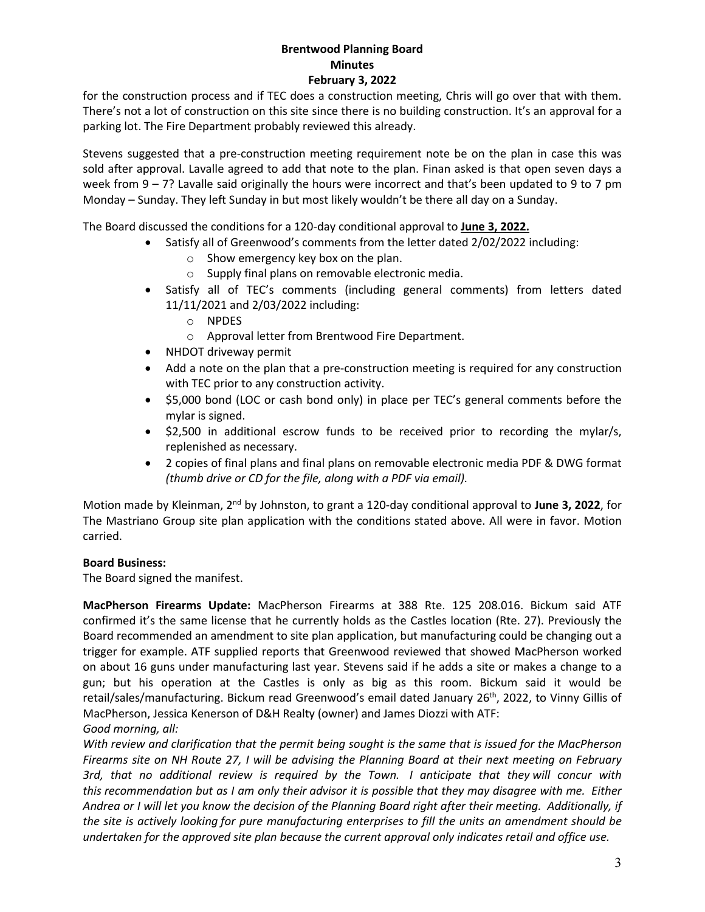for the construction process and if TEC does a construction meeting, Chris will go over that with them. There's not a lot of construction on this site since there is no building construction. It's an approval for a parking lot. The Fire Department probably reviewed this already.

Stevens suggested that a pre-construction meeting requirement note be on the plan in case this was sold after approval. Lavalle agreed to add that note to the plan. Finan asked is that open seven days a week from 9 – 7? Lavalle said originally the hours were incorrect and that's been updated to 9 to 7 pm Monday – Sunday. They left Sunday in but most likely wouldn't be there all day on a Sunday.

The Board discussed the conditions for a 120-day conditional approval to **June 3, 2022.**

- Satisfy all of Greenwood's comments from the letter dated 2/02/2022 including:
  - Show emergency key box on the plan.
  - Supply final plans on removable electronic media.
- Satisfy all of TEC's comments (including general comments) from letters dated 11/11/2021 and 2/03/2022 including:
  - NPDES
  - Approval letter from Brentwood Fire Department.
- NHDOT driveway permit
- Add a note on the plan that a pre-construction meeting is required for any construction with TEC prior to any construction activity.
- $5,000 bond (LOC or cash bond only) in place per TEC's general comments before the mylar is signed.
- $2,500 in additional escrow funds to be received prior to recording the mylar/s, replenished as necessary.
- 2 copies of final plans and final plans on removable electronic media PDF & DWG format *(thumb drive or CD for the file, along with a PDF via email).*

Motion made by Kleinman, 2nd by Johnston, to grant a 120-day conditional approval to **June 3, 2022**, for The Mastriano Group site plan application with the conditions stated above. All were in favor. Motion carried.

**Board Business:**

The Board signed the manifest.

**MacPherson Firearms Update:** MacPherson Firearms at 388 Rte. 125 208.016. Bickum said ATF confirmed it's the same license that he currently holds as the Castles location (Rte. 27). Previously the Board recommended an amendment to site plan application, but manufacturing could be changing out a trigger for example. ATF supplied reports that Greenwood reviewed that showed MacPherson worked on about 16 guns under manufacturing last year. Stevens said if he adds a site or makes a change to a gun; but his operation at the Castles is only as big as this room. Bickum said it would be retail/sales/manufacturing. Bickum read Greenwood's email dated January 26th, 2022, to Vinny Gillis of MacPherson, Jessica Kenerson of D&H Realty (owner) and James Diozzi with ATF:

*Good morning, all:*

*With review and clarification that the permit being sought is the same that is issued for the MacPherson Firearms site on NH Route 27, I will be advising the Planning Board at their next meeting on February 3rd, that no additional review is required by the Town. I anticipate that they will concur with this recommendation but as I am only their advisor it is possible that they may disagree with me. Either Andrea or I will let you know the decision of the Planning Board right after their meeting. Additionally, if the site is actively looking for pure manufacturing enterprises to fill the units an amendment should be undertaken for the approved site plan because the current approval only indicates retail and office use.*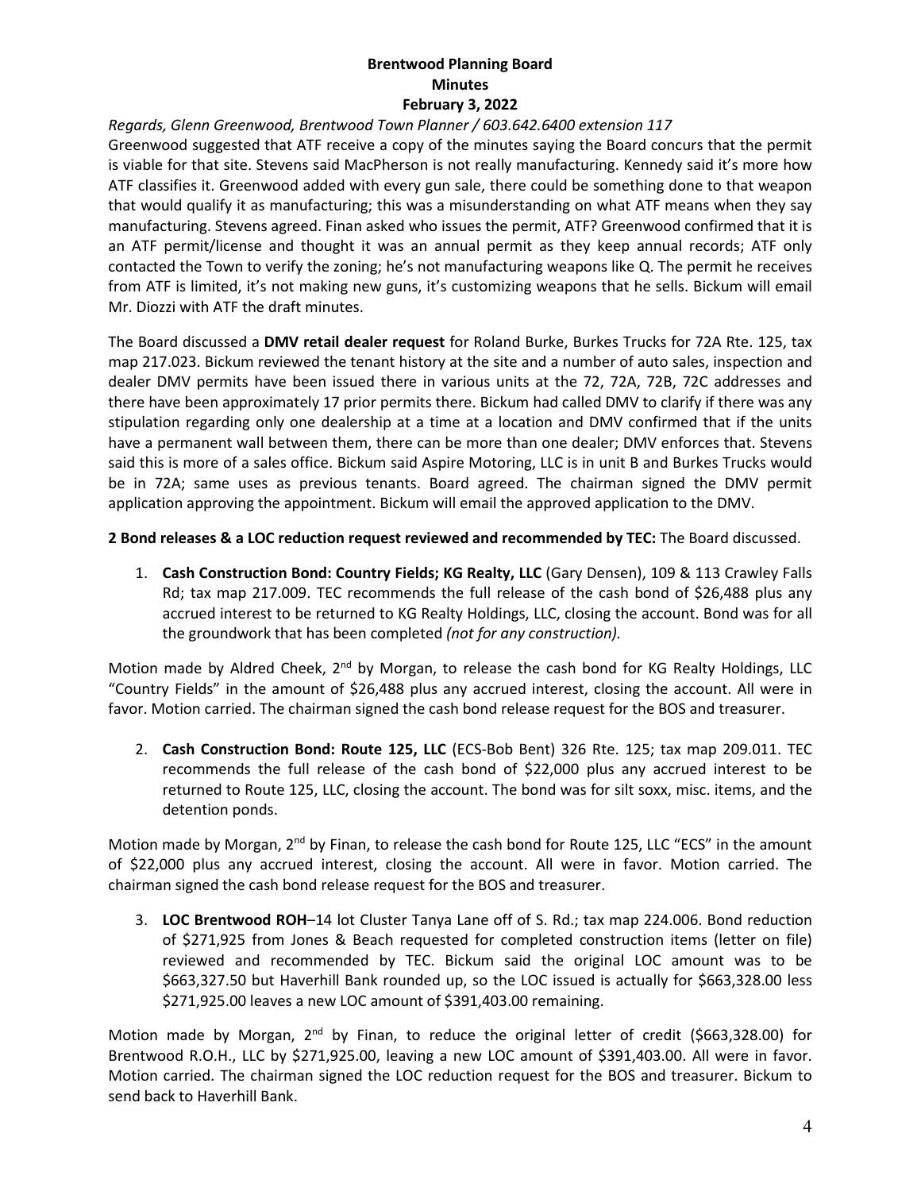*Regards, Glenn Greenwood, Brentwood Town Planner / 603.642.6400 extension 117*

Greenwood suggested that ATF receive a copy of the minutes saying the Board concurs that the permit is viable for that site. Stevens said MacPherson is not really manufacturing. Kennedy said it's more how ATF classifies it. Greenwood added with every gun sale, there could be something done to that weapon that would qualify it as manufacturing; this was a misunderstanding on what ATF means when they say manufacturing. Stevens agreed. Finan asked who issues the permit, ATF? Greenwood confirmed that it is an ATF permit/license and thought it was an annual permit as they keep annual records; ATF only contacted the Town to verify the zoning; he's not manufacturing weapons like Q. The permit he receives from ATF is limited, it's not making new guns, it's customizing weapons that he sells. Bickum will email Mr. Diozzi with ATF the draft minutes.

The Board discussed a **DMV retail dealer request** for Roland Burke, Burkes Trucks for 72A Rte. 125, tax map 217.023. Bickum reviewed the tenant history at the site and a number of auto sales, inspection and dealer DMV permits have been issued there in various units at the 72, 72A, 72B, 72C addresses and there have been approximately 17 prior permits there. Bickum had called DMV to clarify if there was any stipulation regarding only one dealership at a time at a location and DMV confirmed that if the units have a permanent wall between them, there can be more than one dealer; DMV enforces that. Stevens said this is more of a sales office. Bickum said Aspire Motoring, LLC is in unit B and Burkes Trucks would be in 72A; same uses as previous tenants. Board agreed. The chairman signed the DMV permit application approving the appointment. Bickum will email the approved application to the DMV.

**2 Bond releases & a LOC reduction request reviewed and recommended by TEC:** The Board discussed.

1. **Cash Construction Bond: Country Fields; KG Realty, LLC** (Gary Densen), 109 & 113 Crawley Falls Rd; tax map 217.009. TEC recommends the full release of the cash bond of $26,488 plus any accrued interest to be returned to KG Realty Holdings, LLC, closing the account. Bond was for all the groundwork that has been completed *(not for any construction).*

Motion made by Aldred Cheek, 2nd by Morgan, to release the cash bond for KG Realty Holdings, LLC "Country Fields" in the amount of $26,488 plus any accrued interest, closing the account. All were in favor. Motion carried. The chairman signed the cash bond release request for the BOS and treasurer.

2. **Cash Construction Bond: Route 125, LLC** (ECS-Bob Bent) 326 Rte. 125; tax map 209.011. TEC recommends the full release of the cash bond of $22,000 plus any accrued interest to be returned to Route 125, LLC, closing the account. The bond was for silt soxx, misc. items, and the detention ponds.

Motion made by Morgan, 2nd by Finan, to release the cash bond for Route 125, LLC "ECS" in the amount of $22,000 plus any accrued interest, closing the account. All were in favor. Motion carried. The chairman signed the cash bond release request for the BOS and treasurer.

3. **LOC Brentwood ROH**–14 lot Cluster Tanya Lane off of S. Rd.; tax map 224.006. Bond reduction of $271,925 from Jones & Beach requested for completed construction items (letter on file) reviewed and recommended by TEC. Bickum said the original LOC amount was to be $663,327.50 but Haverhill Bank rounded up, so the LOC issued is actually for $663,328.00 less $271,925.00 leaves a new LOC amount of $391,403.00 remaining.

Motion made by Morgan, 2nd by Finan, to reduce the original letter of credit ($663,328.00) for Brentwood R.O.H., LLC by $271,925.00, leaving a new LOC amount of $391,403.00. All were in favor. Motion carried. The chairman signed the LOC reduction request for the BOS and treasurer. Bickum to send back to Haverhill Bank.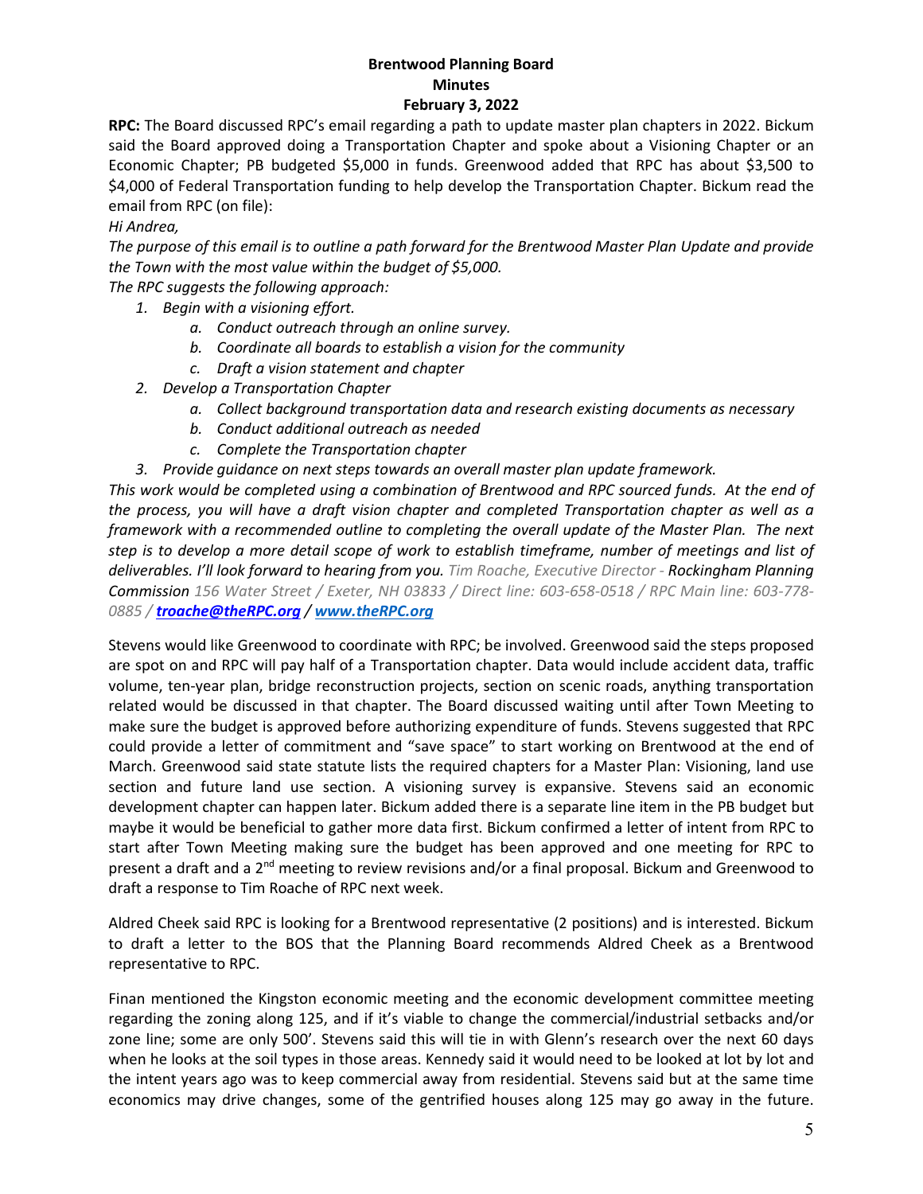**Brentwood Planning Board**
**Minutes**
**February 3, 2022**

**RPC:** The Board discussed RPC's email regarding a path to update master plan chapters in 2022. Bickum said the Board approved doing a Transportation Chapter and spoke about a Visioning Chapter or an Economic Chapter; PB budgeted $5,000 in funds. Greenwood added that RPC has about $3,500 to $4,000 of Federal Transportation funding to help develop the Transportation Chapter. Bickum read the email from RPC (on file):

*Hi Andrea,*

*The purpose of this email is to outline a path forward for the Brentwood Master Plan Update and provide the Town with the most value within the budget of $5,000.*

*The RPC suggests the following approach:*

1. *Begin with a visioning effort.*
   a. *Conduct outreach through an online survey.*
   b. *Coordinate all boards to establish a vision for the community*
   c. *Draft a vision statement and chapter*
2. *Develop a Transportation Chapter*
   a. *Collect background transportation data and research existing documents as necessary*
   b. *Conduct additional outreach as needed*
   c. *Complete the Transportation chapter*
3. *Provide guidance on next steps towards an overall master plan update framework.*

*This work would be completed using a combination of Brentwood and RPC sourced funds. At the end of the process, you will have a draft vision chapter and completed Transportation chapter as well as a framework with a recommended outline to completing the overall update of the Master Plan. The next step is to develop a more detail scope of work to establish timeframe, number of meetings and list of deliverables. I'll look forward to hearing from you. Tim Roache, Executive Director - **Rockingham Planning Commission** 156 Water Street / Exeter, NH 03833 / Direct line: 603-658-0518 / RPC Main line: 603-778-0885 / **troache@theRPC.org** / **www.theRPC.org***

Stevens would like Greenwood to coordinate with RPC; be involved. Greenwood said the steps proposed are spot on and RPC will pay half of a Transportation chapter. Data would include accident data, traffic volume, ten-year plan, bridge reconstruction projects, section on scenic roads, anything transportation related would be discussed in that chapter. The Board discussed waiting until after Town Meeting to make sure the budget is approved before authorizing expenditure of funds. Stevens suggested that RPC could provide a letter of commitment and "save space" to start working on Brentwood at the end of March. Greenwood said state statute lists the required chapters for a Master Plan: Visioning, land use section and future land use section. A visioning survey is expansive. Stevens said an economic development chapter can happen later. Bickum added there is a separate line item in the PB budget but maybe it would be beneficial to gather more data first. Bickum confirmed a letter of intent from RPC to start after Town Meeting making sure the budget has been approved and one meeting for RPC to present a draft and a 2nd meeting to review revisions and/or a final proposal. Bickum and Greenwood to draft a response to Tim Roache of RPC next week.

Aldred Cheek said RPC is looking for a Brentwood representative (2 positions) and is interested. Bickum to draft a letter to the BOS that the Planning Board recommends Aldred Cheek as a Brentwood representative to RPC.

Finan mentioned the Kingston economic meeting and the economic development committee meeting regarding the zoning along 125, and if it's viable to change the commercial/industrial setbacks and/or zone line; some are only 500'. Stevens said this will tie in with Glenn's research over the next 60 days when he looks at the soil types in those areas. Kennedy said it would need to be looked at lot by lot and the intent years ago was to keep commercial away from residential. Stevens said but at the same time economics may drive changes, some of the gentrified houses along 125 may go away in the future.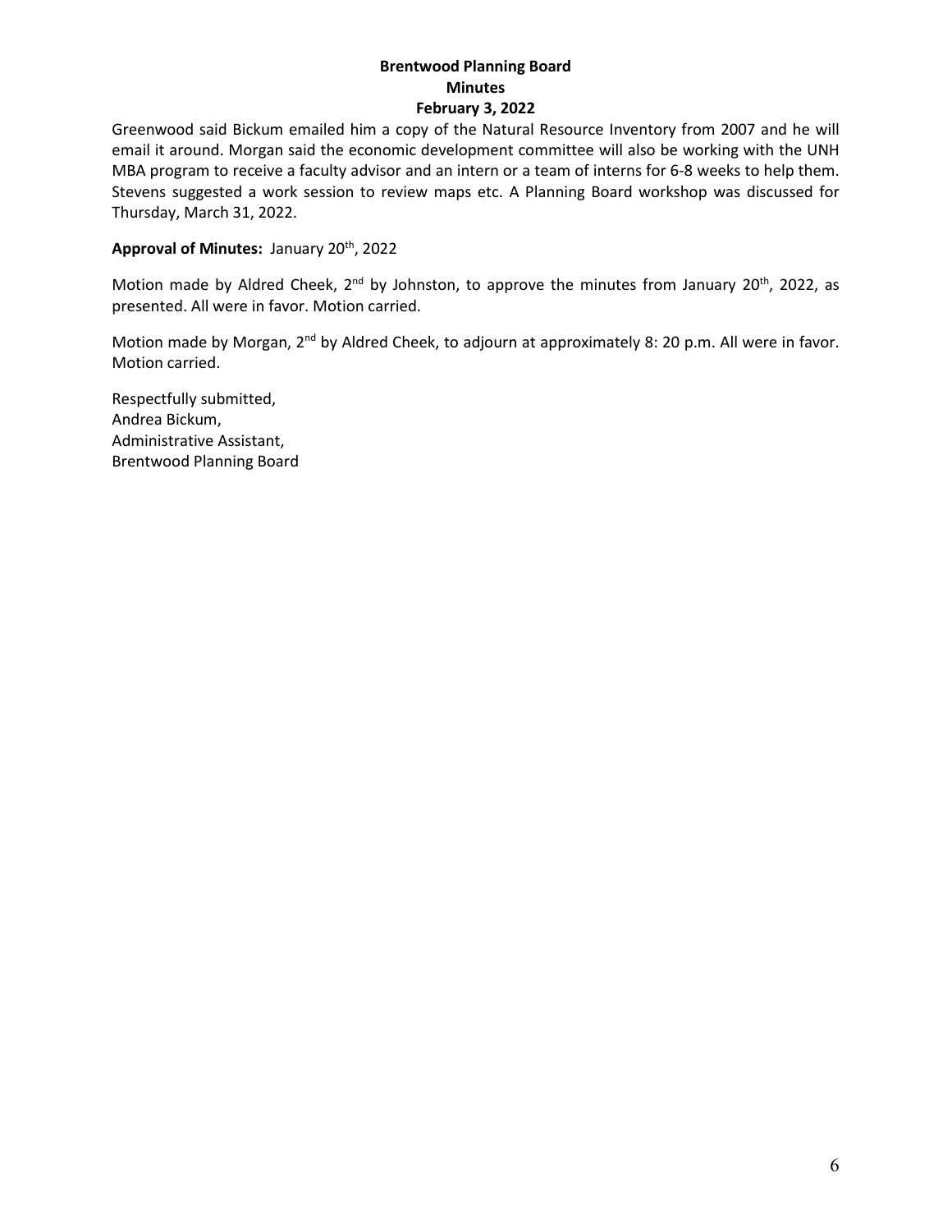Greenwood said Bickum emailed him a copy of the Natural Resource Inventory from 2007 and he will email it around. Morgan said the economic development committee will also be working with the UNH MBA program to receive a faculty advisor and an intern or a team of interns for 6-8 weeks to help them. Stevens suggested a work session to review maps etc. A Planning Board workshop was discussed for Thursday, March 31, 2022.

**Approval of Minutes:** January 20th, 2022

Motion made by Aldred Cheek, 2nd by Johnston, to approve the minutes from January 20th, 2022, as presented. All were in favor. Motion carried.

Motion made by Morgan, 2nd by Aldred Cheek, to adjourn at approximately 8: 20 p.m. All were in favor. Motion carried.

Respectfully submitted,
Andrea Bickum,
Administrative Assistant,
Brentwood Planning Board